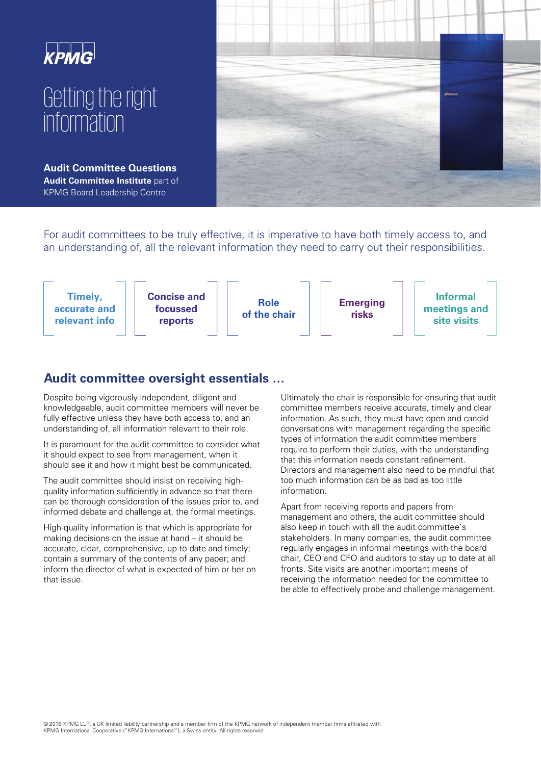KPMG

# Getting the right information

**Audit Committee Questions**
**Audit Committee Institute** part of KPMG Board Leadership Centre

For audit committees to be truly effective, it is imperative to have both timely access to, and an understanding of, all the relevant information they need to carry out their responsibilities.

- **Timely, accurate and relevant info**
- **Concise and focussed reports**
- **Role of the chair**
- **Emerging risks**
- **Informal meetings and site visits**

## Audit committee oversight essentials …

Despite being vigorously independent, diligent and knowledgeable, audit committee members will never be fully effective unless they have both access to, and an understanding of, all information relevant to their role.

It is paramount for the audit committee to consider what it should expect to see from management, when it should see it and how it might best be communicated.

The audit committee should insist on receiving high-quality information sufficiently in advance so that there can be thorough consideration of the issues prior to, and informed debate and challenge at, the formal meetings.

High-quality information is that which is appropriate for making decisions on the issue at hand – it should be accurate, clear, comprehensive, up-to-date and timely; contain a summary of the contents of any paper; and inform the director of what is expected of him or her on that issue.

Ultimately the chair is responsible for ensuring that audit committee members receive accurate, timely and clear information. As such, they must have open and candid conversations with management regarding the specific types of information the audit committee members require to perform their duties, with the understanding that this information needs constant refinement. Directors and management also need to be mindful that too much information can be as bad as too little information.

Apart from receiving reports and papers from management and others, the audit committee should also keep in touch with all the audit committee's stakeholders. In many companies, the audit committee regularly engages in informal meetings with the board chair, CEO and CFO and auditors to stay up to date at all fronts. Site visits are another important means of receiving the information needed for the committee to be able to effectively probe and challenge management.

© 2018 KPMG LLP, a UK limited liability partnership and a member firm of the KPMG network of independent member firms affiliated with KPMG International Cooperative ("KPMG International"), a Swiss entity. All rights reserved.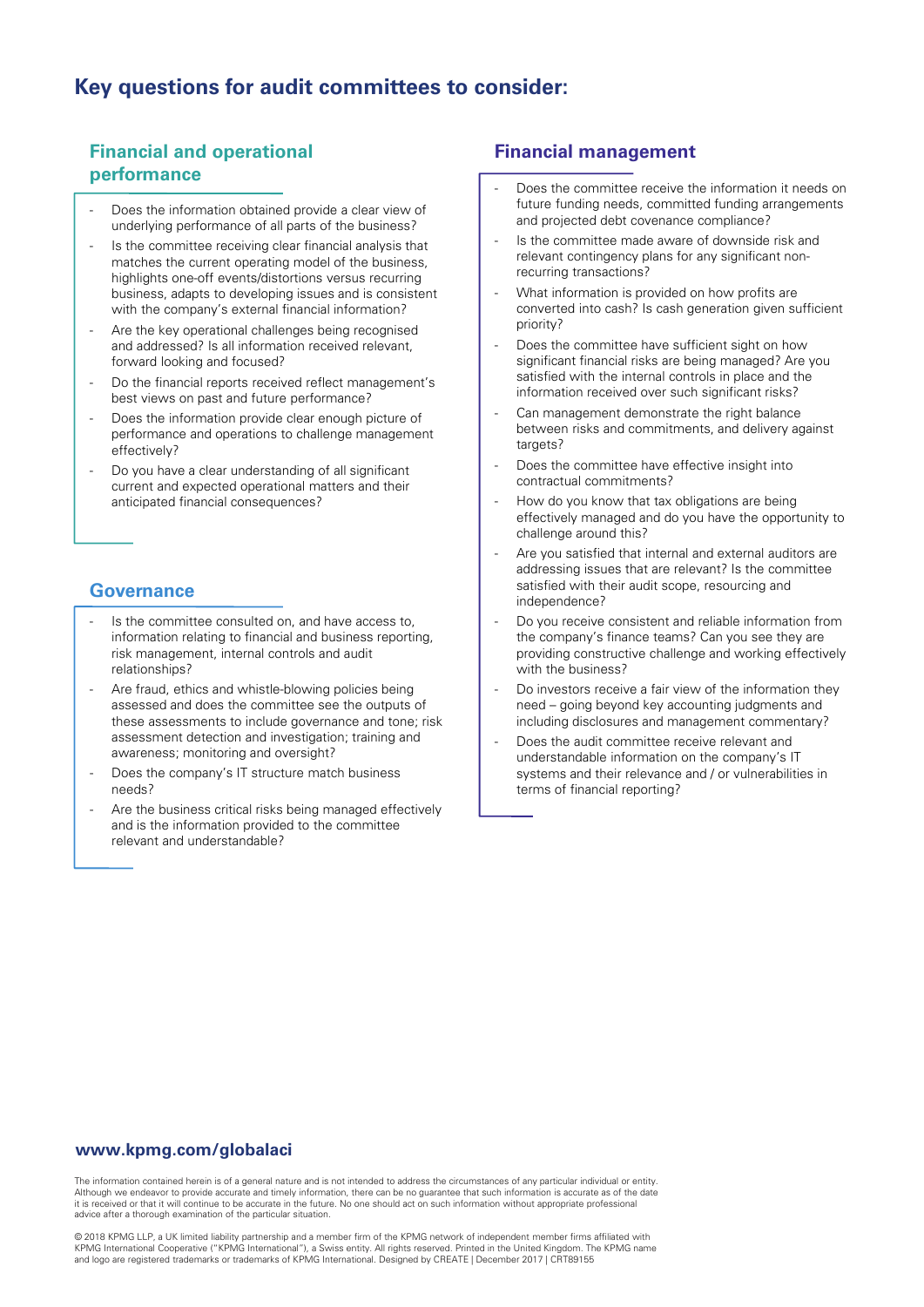# Key questions for audit committees to consider:

## Financial and operational performance

- Does the information obtained provide a clear view of underlying performance of all parts of the business?
- Is the committee receiving clear financial analysis that matches the current operating model of the business, highlights one-off events/distortions versus recurring business, adapts to developing issues and is consistent with the company's external financial information?
- Are the key operational challenges being recognised and addressed? Is all information received relevant, forward looking and focused?
- Do the financial reports received reflect management's best views on past and future performance?
- Does the information provide clear enough picture of performance and operations to challenge management effectively?
- Do you have a clear understanding of all significant current and expected operational matters and their anticipated financial consequences?

## Governance

- Is the committee consulted on, and have access to, information relating to financial and business reporting, risk management, internal controls and audit relationships?
- Are fraud, ethics and whistle-blowing policies being assessed and does the committee see the outputs of these assessments to include governance and tone; risk assessment detection and investigation; training and awareness; monitoring and oversight?
- Does the company's IT structure match business needs?
- Are the business critical risks being managed effectively and is the information provided to the committee relevant and understandable?

## Financial management

- Does the committee receive the information it needs on future funding needs, committed funding arrangements and projected debt covenance compliance?
- Is the committee made aware of downside risk and relevant contingency plans for any significant non-recurring transactions?
- What information is provided on how profits are converted into cash? Is cash generation given sufficient priority?
- Does the committee have sufficient sight on how significant financial risks are being managed? Are you satisfied with the internal controls in place and the information received over such significant risks?
- Can management demonstrate the right balance between risks and commitments, and delivery against targets?
- Does the committee have effective insight into contractual commitments?
- How do you know that tax obligations are being effectively managed and do you have the opportunity to challenge around this?
- Are you satisfied that internal and external auditors are addressing issues that are relevant? Is the committee satisfied with their audit scope, resourcing and independence?
- Do you receive consistent and reliable information from the company's finance teams? Can you see they are providing constructive challenge and working effectively with the business?
- Do investors receive a fair view of the information they need – going beyond key accounting judgments and including disclosures and management commentary?
- Does the audit committee receive relevant and understandable information on the company's IT systems and their relevance and / or vulnerabilities in terms of financial reporting?

**www.kpmg.com/globalaci**

The information contained herein is of a general nature and is not intended to address the circumstances of any particular individual or entity. Although we endeavor to provide accurate and timely information, there can be no guarantee that such information is accurate as of the date it is received or that it will continue to be accurate in the future. No one should act on such information without appropriate professional advice after a thorough examination of the particular situation.

© 2018 KPMG LLP, a UK limited liability partnership and a member firm of the KPMG network of independent member firms affiliated with KPMG International Cooperative ("KPMG International"), a Swiss entity. All rights reserved. Printed in the United Kingdom. The KPMG name and logo are registered trademarks or trademarks of KPMG International. Designed by CREATE | December 2017 | CRT89155